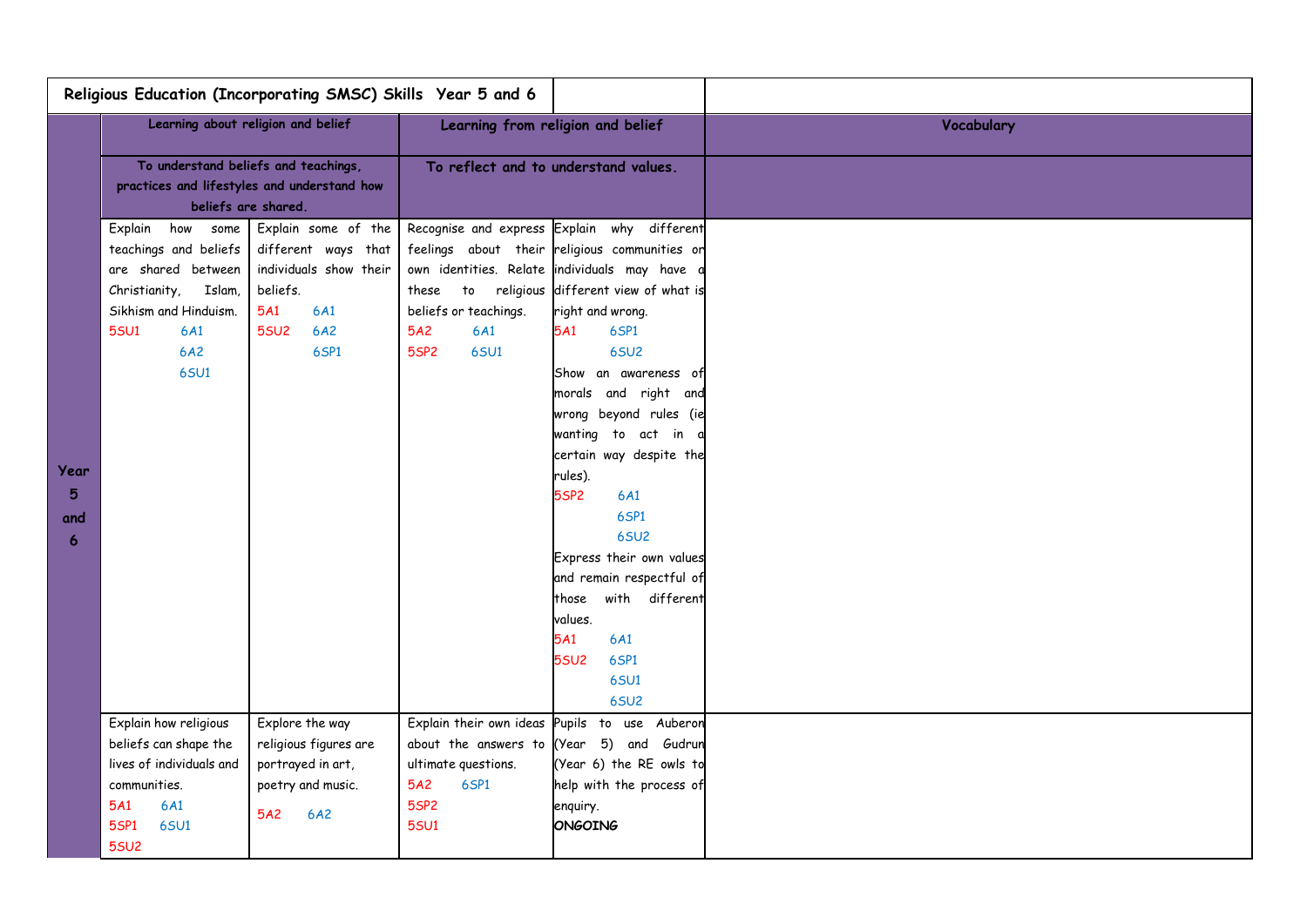| Religious Education (Incorporating SMSC) Skills Year 5 and 6 | | | | | |
|---|---|---|---|---|---|
| | Learning about religion and belief | | Learning from religion and belief | | Vocabulary |
| | To understand beliefs and teachings, practices and lifestyles and understand how beliefs are shared. | | To reflect and to understand values. | | |
| Year 5 and 6 | Explain how some teachings and beliefs are shared between Christianity, Islam, Sikhism and Hinduism.<br>5SU1 6A1<br>6A2<br>6SU1 | Explain some of the different ways that individuals show their beliefs.<br>5A1 6A1<br>5SU2 6A2<br>6SP1 | Recognise and express feelings about their own identities. Relate these to religious beliefs or teachings.<br>5A2 6A1<br>5SP2 6SU1 | Explain why different religious communities or individuals may have a different view of what is right and wrong.<br>5A1 6SP1<br>6SU2<br>Show an awareness of morals and right and wrong beyond rules (ie wanting to act in a certain way despite the rules).<br>5SP2 6A1<br>6SP1<br>6SU2<br>Express their own values and remain respectful of those with different values.<br>5A1 6A1<br>5SU2 6SP1<br>6SU1<br>6SU2 | |
| | Explain how religious beliefs can shape the lives of individuals and communities.<br>5A1 6A1<br>5SP1 6SU1<br>5SU2 | Explore the way religious figures are portrayed in art, poetry and music.<br>5A2 6A2 | Explain their own ideas about the answers to ultimate questions.<br>5A2 6SP1<br>5SP2<br>5SU1 | Pupils to use Auberon (Year 5) and Gudrun (Year 6) the RE owls to help with the process of enquiry.<br>**ONGOING** | |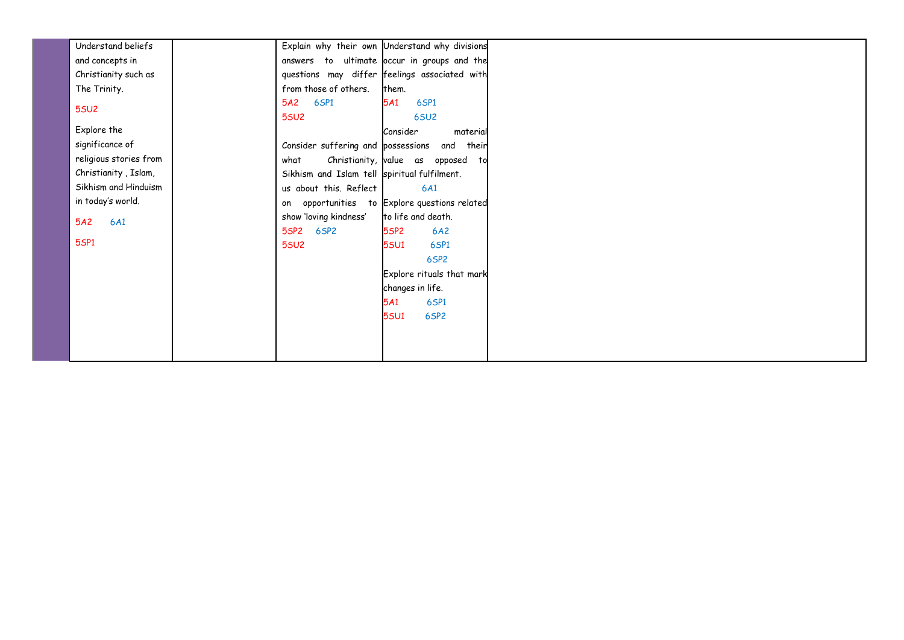| | | | | | |
|---|---|---|---|---|---|
| | Understand beliefs and concepts in Christianity such as The Trinity.<br>5SU2<br>Explore the significance of religious stories from Christianity , Islam, Sikhism and Hinduism in today's world.<br>5A2 6A1<br>5SP1 | | Explain why their own answers to ultimate questions may differ from those of others.<br>5A2 6SP1<br>5SU2<br>Consider suffering and what Christianity, Sikhism and Islam tell us about this. Reflect on opportunities to show 'loving kindness'<br>5SP2 6SP2<br>5SU2 | Understand why divisions occur in groups and the feelings associated with them.<br>5A1 6SP1<br>6SU2<br>Consider material possessions and their value as opposed to spiritual fulfilment.<br>6A1<br>Explore questions related to life and death.<br>5SP2 6A2<br>5SU1 6SP1<br>6SP2<br>Explore rituals that mark changes in life.<br>5A1 6SP1<br>5SU1 6SP2 | |